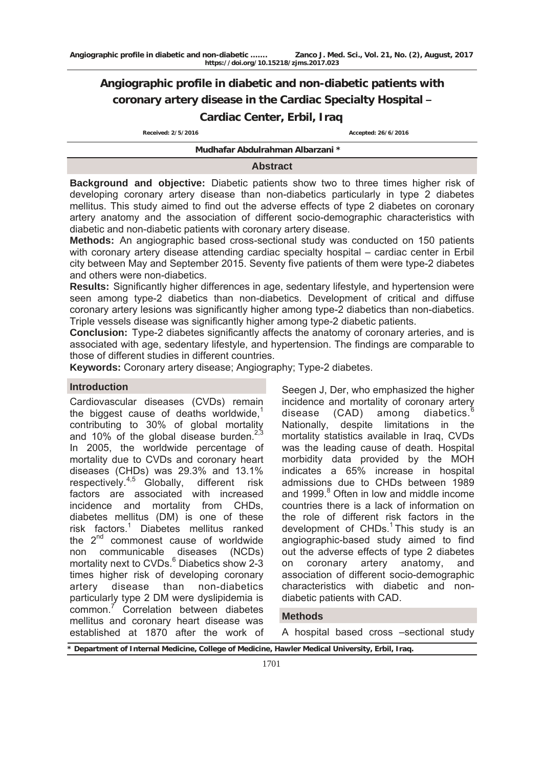# Angiographic profile in diabetic and non-diabetic patients with coronary artery disease in the Cardiac Specialty Hospital – Cardiac Center, Erbil, Iraq

**Received: 2/5/2016** **Accepted: 26/6/2016**

**Mudhafar Abdulrahman Albarzani \***

## Abstract

**Background and objective:** Diabetic patients show two to three times higher risk of developing coronary artery disease than non-diabetics particularly in type 2 diabetes mellitus. This study aimed to find out the adverse effects of type 2 diabetes on coronary artery anatomy and the association of different socio-demographic characteristics with diabetic and non-diabetic patients with coronary artery disease.

**Methods:** An angiographic based cross-sectional study was conducted on 150 patients with coronary artery disease attending cardiac specialty hospital – cardiac center in Erbil city between May and September 2015. Seventy five patients of them were type-2 diabetes and others were non-diabetics.

**Results:** Significantly higher differences in age, sedentary lifestyle, and hypertension were seen among type-2 diabetics than non-diabetics. Development of critical and diffuse coronary artery lesions was significantly higher among type-2 diabetics than non-diabetics. Triple vessels disease was significantly higher among type-2 diabetic patients.

**Conclusion:** Type-2 diabetes significantly affects the anatomy of coronary arteries, and is associated with age, sedentary lifestyle, and hypertension. The findings are comparable to those of different studies in different countries.

**Keywords:** Coronary artery disease; Angiography; Type-2 diabetes.

## Introduction

Cardiovascular diseases (CVDs) remain the biggest cause of deaths worldwide,[1] contributing to 30% of global mortality and 10% of the global disease burden.[2,3] In 2005, the worldwide percentage of mortality due to CVDs and coronary heart diseases (CHDs) was 29.3% and 13.1% respectively.[4,5] Globally, different risk factors are associated with increased incidence and mortality from CHDs, diabetes mellitus (DM) is one of these risk factors.[1] Diabetes mellitus ranked the 2nd commonest cause of worldwide non communicable diseases (NCDs) mortality next to CVDs.[6] Diabetics show 2-3 times higher risk of developing coronary artery disease than non-diabetics particularly type 2 DM were dyslipidemia is common.[7] Correlation between diabetes mellitus and coronary heart disease was established at 1870 after the work of Seegen J, Der, who emphasized the higher incidence and mortality of coronary artery disease (CAD) among diabetics.[6] Nationally, despite limitations in the mortality statistics available in Iraq, CVDs was the leading cause of death. Hospital morbidity data provided by the MOH indicates a 65% increase in hospital admissions due to CHDs between 1989 and 1999.[8] Often in low and middle income countries there is a lack of information on the role of different risk factors in the development of CHDs.[1] This study is an angiographic-based study aimed to find out the adverse effects of type 2 diabetes on coronary artery anatomy, and association of different socio-demographic characteristics with diabetic and non-diabetic patients with CAD.

## Methods

A hospital based cross –sectional study

\* Department of Internal Medicine, College of Medicine, Hawler Medical University, Erbil, Iraq.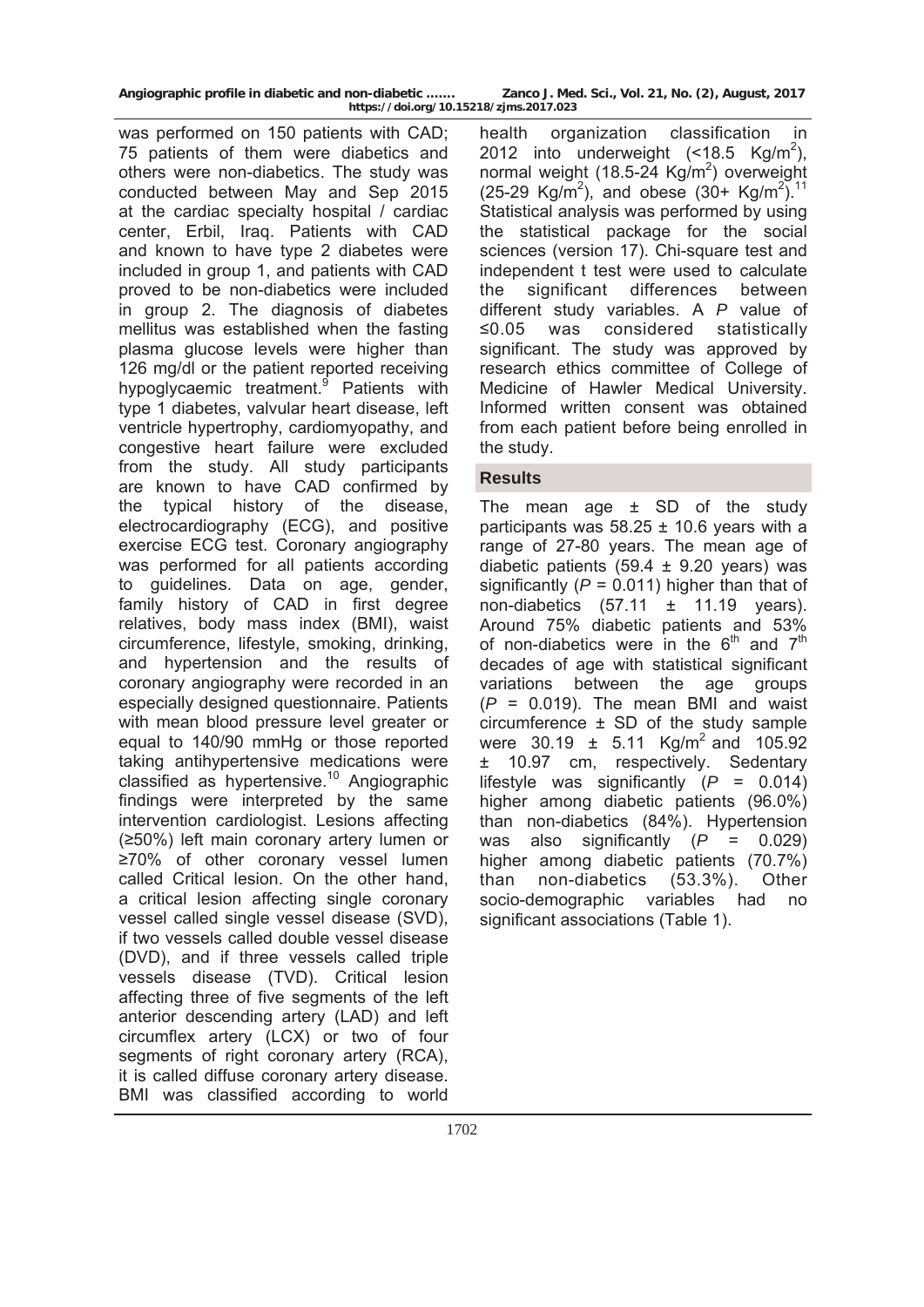was performed on 150 patients with CAD; 75 patients of them were diabetics and others were non-diabetics. The study was conducted between May and Sep 2015 at the cardiac specialty hospital / cardiac center, Erbil, Iraq. Patients with CAD and known to have type 2 diabetes were included in group 1, and patients with CAD proved to be non-diabetics were included in group 2. The diagnosis of diabetes mellitus was established when the fasting plasma glucose levels were higher than 126 mg/dl or the patient reported receiving hypoglycaemic treatment.[9] Patients with type 1 diabetes, valvular heart disease, left ventricle hypertrophy, cardiomyopathy, and congestive heart failure were excluded from the study. All study participants are known to have CAD confirmed by the typical history of the disease, electrocardiography (ECG), and positive exercise ECG test. Coronary angiography was performed for all patients according to guidelines. Data on age, gender, family history of CAD in first degree relatives, body mass index (BMI), waist circumference, lifestyle, smoking, drinking, and hypertension and the results of coronary angiography were recorded in an especially designed questionnaire. Patients with mean blood pressure level greater or equal to 140/90 mmHg or those reported taking antihypertensive medications were classified as hypertensive.[10] Angiographic findings were interpreted by the same intervention cardiologist. Lesions affecting (≥50%) left main coronary artery lumen or ≥70% of other coronary vessel lumen called Critical lesion. On the other hand, a critical lesion affecting single coronary vessel called single vessel disease (SVD), if two vessels called double vessel disease (DVD), and if three vessels called triple vessels disease (TVD). Critical lesion affecting three of five segments of the left anterior descending artery (LAD) and left circumflex artery (LCX) or two of four segments of right coronary artery (RCA), it is called diffuse coronary artery disease. BMI was classified according to world health organization classification in 2012 into underweight (<18.5 Kg/m$^2$), normal weight (18.5-24 Kg/m$^2$) overweight (25-29 Kg/m$^2$), and obese (30+ Kg/m$^2$).[11] Statistical analysis was performed by using the statistical package for the social sciences (version 17). Chi-square test and independent t test were used to calculate the significant differences between different study variables. A *P* value of ≤0.05 was considered statistically significant. The study was approved by research ethics committee of College of Medicine of Hawler Medical University. Informed written consent was obtained from each patient before being enrolled in the study.

## Results

The mean age ± SD of the study participants was 58.25 ± 10.6 years with a range of 27-80 years. The mean age of diabetic patients (59.4 ± 9.20 years) was significantly (*P* = 0.011) higher than that of non-diabetics (57.11 ± 11.19 years). Around 75% diabetic patients and 53% of non-diabetics were in the 6$^{th}$ and 7$^{th}$ decades of age with statistical significant variations between the age groups (*P* = 0.019). The mean BMI and waist circumference ± SD of the study sample were 30.19 ± 5.11 Kg/m$^2$ and 105.92 ± 10.97 cm, respectively. Sedentary lifestyle was significantly (*P* = 0.014) higher among diabetic patients (96.0%) than non-diabetics (84%). Hypertension was also significantly (*P* = 0.029) higher among diabetic patients (70.7%) than non-diabetics (53.3%). Other socio-demographic variables had no significant associations (Table 1).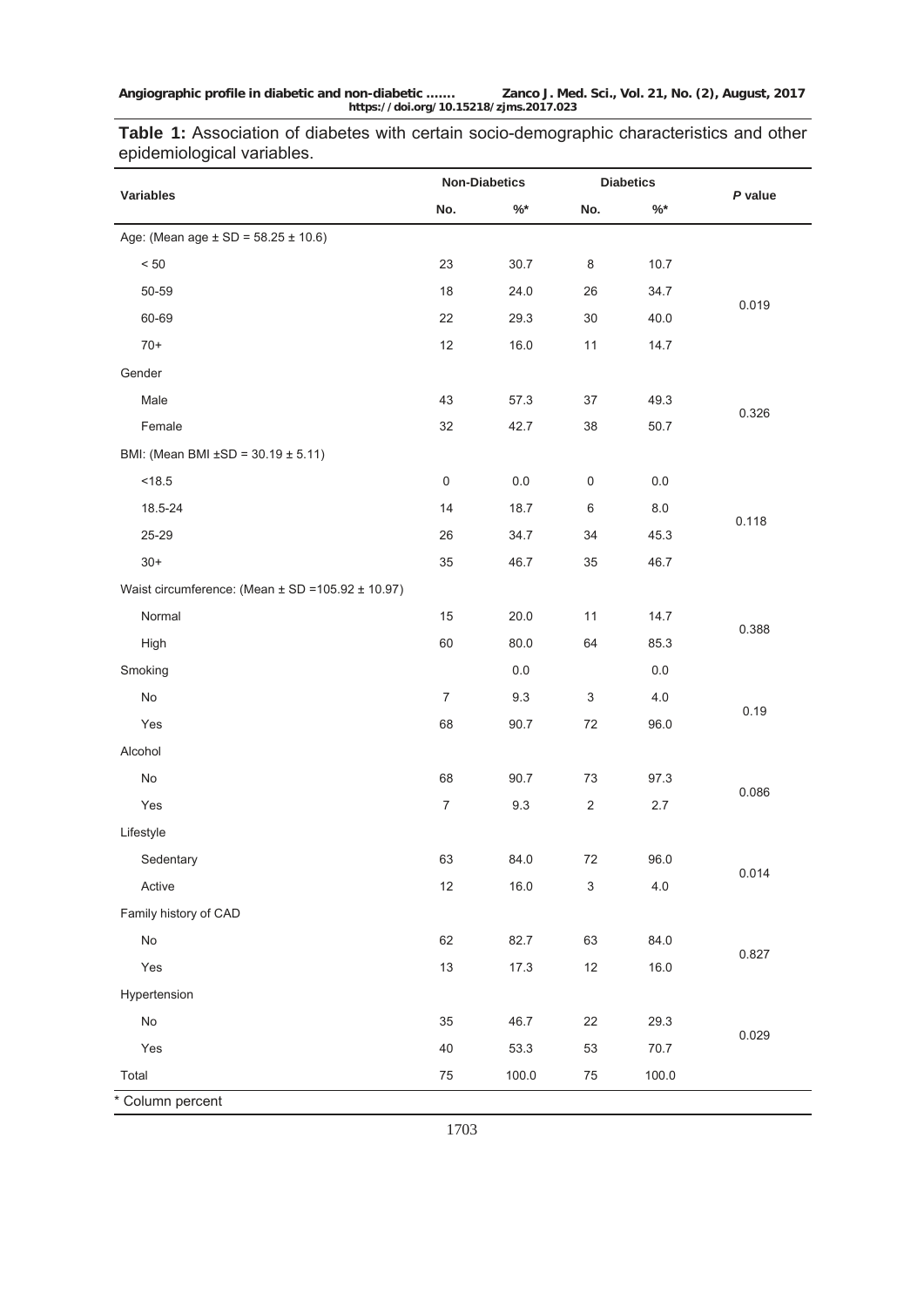**Table 1:** Association of diabetes with certain socio-demographic characteristics and other epidemiological variables.

| Variables | Non-Diabetics | | Diabetics | | *P* value |
|---|---|---|---|---|---|
| | No. | %* | No. | %* | |
| Age: (Mean age ± SD = 58.25 ± 10.6) | | | | | |
| < 50 | 23 | 30.7 | 8 | 10.7 | 0.019 |
| 50-59 | 18 | 24.0 | 26 | 34.7 | |
| 60-69 | 22 | 29.3 | 30 | 40.0 | |
| 70+ | 12 | 16.0 | 11 | 14.7 | |
| Gender | | | | | |
| Male | 43 | 57.3 | 37 | 49.3 | 0.326 |
| Female | 32 | 42.7 | 38 | 50.7 | |
| BMI: (Mean BMI ±SD = 30.19 ± 5.11) | | | | | |
| <18.5 | 0 | 0.0 | 0 | 0.0 | 0.118 |
| 18.5-24 | 14 | 18.7 | 6 | 8.0 | |
| 25-29 | 26 | 34.7 | 34 | 45.3 | |
| 30+ | 35 | 46.7 | 35 | 46.7 | |
| Waist circumference: (Mean ± SD =105.92 ± 10.97) | | | | | |
| Normal | 15 | 20.0 | 11 | 14.7 | 0.388 |
| High | 60 | 80.0 | 64 | 85.3 | |
| Smoking | | 0.0 | | 0.0 | |
| No | 7 | 9.3 | 3 | 4.0 | 0.19 |
| Yes | 68 | 90.7 | 72 | 96.0 | |
| Alcohol | | | | | |
| No | 68 | 90.7 | 73 | 97.3 | 0.086 |
| Yes | 7 | 9.3 | 2 | 2.7 | |
| Lifestyle | | | | | |
| Sedentary | 63 | 84.0 | 72 | 96.0 | 0.014 |
| Active | 12 | 16.0 | 3 | 4.0 | |
| Family history of CAD | | | | | |
| No | 62 | 82.7 | 63 | 84.0 | 0.827 |
| Yes | 13 | 17.3 | 12 | 16.0 | |
| Hypertension | | | | | |
| No | 35 | 46.7 | 22 | 29.3 | 0.029 |
| Yes | 40 | 53.3 | 53 | 70.7 | |
| Total | 75 | 100.0 | 75 | 100.0 | |

\* Column percent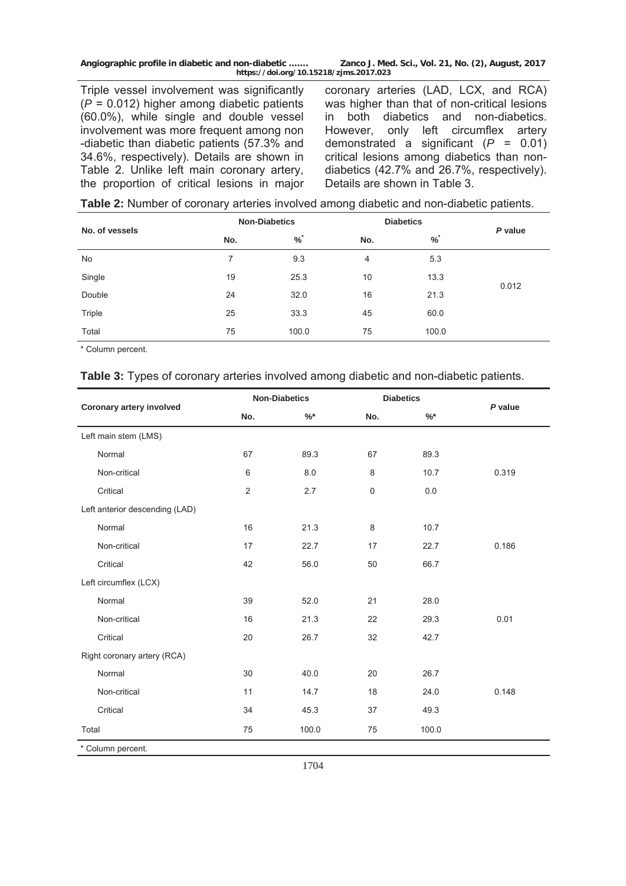Triple vessel involvement was significantly ($P$ = 0.012) higher among diabetic patients (60.0%), while single and double vessel involvement was more frequent among non-diabetic than diabetic patients (57.3% and 34.6%, respectively). Details are shown in Table 2. Unlike left main coronary artery, the proportion of critical lesions in major coronary arteries (LAD, LCX, and RCA) was higher than that of non-critical lesions in both diabetics and non-diabetics. However, only left circumflex artery demonstrated a significant ($P$ = 0.01) critical lesions among diabetics than non-diabetics (42.7% and 26.7%, respectively). Details are shown in Table 3.

**Table 2:** Number of coronary arteries involved among diabetic and non-diabetic patients.

| No. of vessels | Non-Diabetics | | Diabetics | | P value |
|---|---|---|---|---|---|
| | No. | %* | No. | %* | |
| No | 7 | 9.3 | 4 | 5.3 | 0.012 |
| Single | 19 | 25.3 | 10 | 13.3 | |
| Double | 24 | 32.0 | 16 | 21.3 | |
| Triple | 25 | 33.3 | 45 | 60.0 | |
| Total | 75 | 100.0 | 75 | 100.0 | |

* Column percent.

**Table 3:** Types of coronary arteries involved among diabetic and non-diabetic patients.

| Coronary artery involved | Non-Diabetics | | Diabetics | | P value |
|---|---|---|---|---|---|
| | No. | %* | No. | %* | |
| Left main stem (LMS) | | | | | |
| Normal | 67 | 89.3 | 67 | 89.3 | 0.319 |
| Non-critical | 6 | 8.0 | 8 | 10.7 | |
| Critical | 2 | 2.7 | 0 | 0.0 | |
| Left anterior descending (LAD) | | | | | |
| Normal | 16 | 21.3 | 8 | 10.7 | 0.186 |
| Non-critical | 17 | 22.7 | 17 | 22.7 | |
| Critical | 42 | 56.0 | 50 | 66.7 | |
| Left circumflex (LCX) | | | | | |
| Normal | 39 | 52.0 | 21 | 28.0 | 0.01 |
| Non-critical | 16 | 21.3 | 22 | 29.3 | |
| Critical | 20 | 26.7 | 32 | 42.7 | |
| Right coronary artery (RCA) | | | | | |
| Normal | 30 | 40.0 | 20 | 26.7 | 0.148 |
| Non-critical | 11 | 14.7 | 18 | 24.0 | |
| Critical | 34 | 45.3 | 37 | 49.3 | |
| Total | 75 | 100.0 | 75 | 100.0 | |

* Column percent.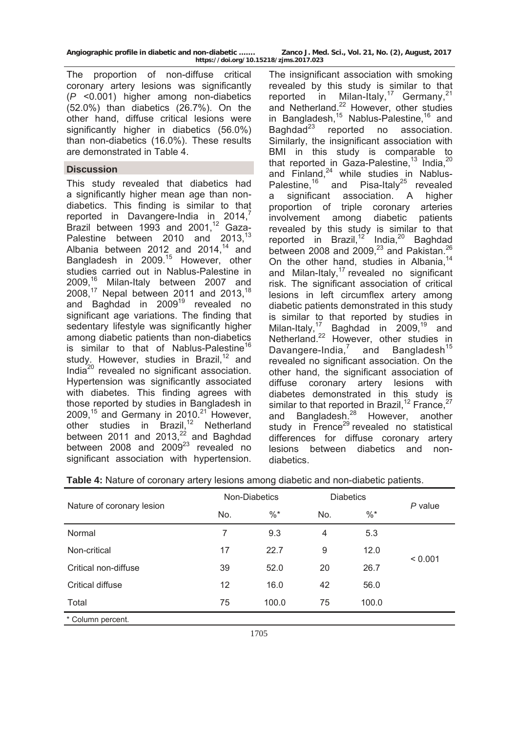The proportion of non-diffuse critical coronary artery lesions was significantly (*P* <0.001) higher among non-diabetics (52.0%) than diabetics (26.7%). On the other hand, diffuse critical lesions were significantly higher in diabetics (56.0%) than non-diabetics (16.0%). These results are demonstrated in Table 4.

## Discussion

This study revealed that diabetics had a significantly higher mean age than non-diabetics. This finding is similar to that reported in Davangere-India in 2014,[7] Brazil between 1993 and 2001,[12] Gaza-Palestine between 2010 and 2013,[13] Albania between 2012 and 2014,[14] and Bangladesh in 2009.[15] However, other studies carried out in Nablus-Palestine in 2009,[16] Milan-Italy between 2007 and 2008,[17] Nepal between 2011 and 2013,[18] and Baghdad in 2009[19] revealed no significant age variations. The finding that sedentary lifestyle was significantly higher among diabetic patients than non-diabetics is similar to that of Nablus-Palestine[16] study. However, studies in Brazil,[12] and India[20] revealed no significant association. Hypertension was significantly associated with diabetes. This finding agrees with those reported by studies in Bangladesh in 2009,[15] and Germany in 2010.[21] However, other studies in Brazil,[12] Netherland between 2011 and 2013,[22] and Baghdad between 2008 and 2009[23] revealed no significant association with hypertension. The insignificant association with smoking revealed by this study is similar to that reported in Milan-Italy,[17] Germany,[21] and Netherland.[22] However, other studies in Bangladesh,[15] Nablus-Palestine,[16] and Baghdad[23] reported no association. Similarly, the insignificant association with BMI in this study is comparable to that reported in Gaza-Palestine,[13] India,[20] and Finland,[24] while studies in Nablus-Palestine,[16] and Pisa-Italy[25] revealed a significant association. A higher proportion of triple coronary arteries involvement among diabetic patients revealed by this study is similar to that reported in Brazil,[12] India,[20] Baghdad between 2008 and 2009,[23] and Pakistan.[26] On the other hand, studies in Albania,[14] and Milan-Italy,[17] revealed no significant risk. The significant association of critical lesions in left circumflex artery among diabetic patients demonstrated in this study is similar to that reported by studies in Milan-Italy,[17] Baghdad in 2009,[19] and Netherland.[22] However, other studies in Davangere-India,[7] and Bangladesh[15] revealed no significant association. On the other hand, the significant association of diffuse coronary artery lesions with diabetes demonstrated in this study is similar to that reported in Brazil,[12] France,[27] and Bangladesh.[28] However, another study in Frence[29] revealed no statistical differences for diffuse coronary artery lesions between diabetics and non-diabetics.

**Table 4:** Nature of coronary artery lesions among diabetic and non-diabetic patients.

| Nature of coronary lesion | Non-Diabetics | | Diabetics | | *P* value |
|---|---|---|---|---|---|
| | No. | %* | No. | %* | |
| Normal | 7 | 9.3 | 4 | 5.3 | < 0.001 |
| Non-critical | 17 | 22.7 | 9 | 12.0 | |
| Critical non-diffuse | 39 | 52.0 | 20 | 26.7 | |
| Critical diffuse | 12 | 16.0 | 42 | 56.0 | |
| Total | 75 | 100.0 | 75 | 100.0 | |

\* Column percent.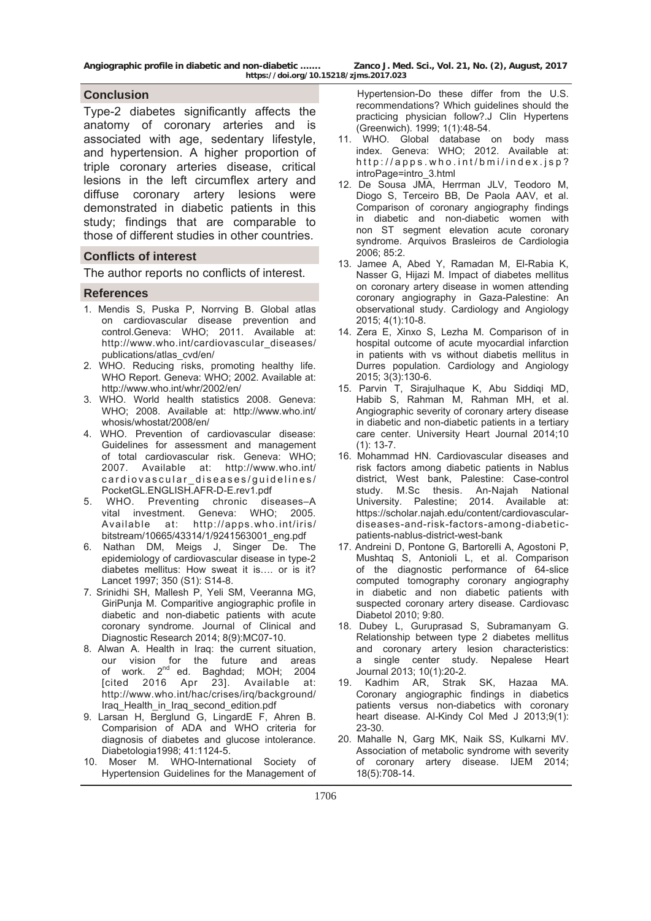## Conclusion

Type-2 diabetes significantly affects the anatomy of coronary arteries and is associated with age, sedentary lifestyle, and hypertension. A higher proportion of triple coronary arteries disease, critical lesions in the left circumflex artery and diffuse coronary artery lesions were demonstrated in diabetic patients in this study; findings that are comparable to those of different studies in other countries.

## Conflicts of interest

The author reports no conflicts of interest.

## References

1. Mendis S, Puska P, Norrving B. Global atlas on cardiovascular disease prevention and control.Geneva: WHO; 2011. Available at: http://www.who.int/cardiovascular_diseases/publications/atlas_cvd/en/
2. WHO. Reducing risks, promoting healthy life. WHO Report. Geneva: WHO; 2002. Available at: http://www.who.int/whr/2002/en/
3. WHO. World health statistics 2008. Geneva: WHO; 2008. Available at: http://www.who.int/whosis/whostat/2008/en/
4. WHO. Prevention of cardiovascular disease: Guidelines for assessment and management of total cardiovascular risk. Geneva: WHO; 2007. Available at: http://www.who.int/cardiovascular_diseases/guidelines/PocketGL.ENGLISH.AFR-D-E.rev1.pdf
5. WHO. Preventing chronic diseases–A vital investment. Geneva: WHO; 2005. Available at: http://apps.who.int/iris/bitstream/10665/43314/1/9241563001_eng.pdf
6. Nathan DM, Meigs J, Singer De. The epidemiology of cardiovascular disease in type-2 diabetes mellitus: How sweat it is…. or is it? Lancet 1997; 350 (S1): S14-8.
7. Srinidhi SH, Mallesh P, Yeli SM, Veeranna MG, GiriPunja M. Comparitive angiographic profile in diabetic and non-diabetic patients with acute coronary syndrome. Journal of Clinical and Diagnostic Research 2014; 8(9):MC07-10.
8. Alwan A. Health in Iraq: the current situation, our vision for the future and areas of work. 2nd ed. Baghdad; MOH; 2004 [cited 2016 Apr 23]. Available at: http://www.who.int/hac/crises/irq/background/Iraq_Health_in_Iraq_second_edition.pdf
9. Larsan H, Berglund G, LingardE F, Ahren B. Comparision of ADA and WHO criteria for diagnosis of diabetes and glucose intolerance. Diabetologia1998; 41:1124-5.
10. Moser M. WHO-International Society of Hypertension Guidelines for the Management of Hypertension-Do these differ from the U.S. recommendations? Which guidelines should the practicing physician follow?.J Clin Hypertens (Greenwich). 1999; 1(1):48-54.
11. WHO. Global database on body mass index. Geneva: WHO; 2012. Available at: http://apps.who.int/bmi/index.jsp?introPage=intro_3.html
12. De Sousa JMA, Herrman JLV, Teodoro M, Diogo S, Terceiro BB, De Paola AAV, et al. Comparison of coronary angiography findings in diabetic and non-diabetic women with non ST segment elevation acute coronary syndrome. Arquivos Brasleiros de Cardiologia 2006; 85:2.
13. Jamee A, Abed Y, Ramadan M, El-Rabia K, Nasser G, Hijazi M. Impact of diabetes mellitus on coronary artery disease in women attending coronary angiography in Gaza-Palestine: An observational study. Cardiology and Angiology 2015; 4(1):10-8.
14. Zera E, Xinxo S, Lezha M. Comparison of in hospital outcome of acute myocardial infarction in patients with vs without diabetis mellitus in Durres population. Cardiology and Angiology 2015; 3(3):130-6.
15. Parvin T, Sirajulhaque K, Abu Siddiqi MD, Habib S, Rahman M, Rahman MH, et al. Angiographic severity of coronary artery disease in diabetic and non-diabetic patients in a tertiary care center. University Heart Journal 2014;10 (1): 13-7.
16. Mohammad HN. Cardiovascular diseases and risk factors among diabetic patients in Nablus district, West bank, Palestine: Case-control study. M.Sc thesis. An-Najah National University. Palestine; 2014. Available at: https://scholar.najah.edu/content/cardiovascular-diseases-and-risk-factors-among-diabetic-patients-nablus-district-west-bank
17. Andreini D, Pontone G, Bartorelli A, Agostoni P, Mushtaq S, Antonioli L, et al. Comparison of the diagnostic performance of 64-slice computed tomography coronary angiography in diabetic and non diabetic patients with suspected coronary artery disease. Cardiovasc Diabetol 2010; 9:80.
18. Dubey L, Guruprasad S, Subramanyam G. Relationship between type 2 diabetes mellitus and coronary artery lesion characteristics: a single center study. Nepalese Heart Journal 2013; 10(1):20-2.
19. Kadhim AR, Strak SK, Hazaa MA. Coronary angiographic findings in diabetics patients versus non-diabetics with coronary heart disease. Al-Kindy Col Med J 2013;9(1): 23-30.
20. Mahalle N, Garg MK, Naik SS, Kulkarni MV. Association of metabolic syndrome with severity of coronary artery disease. IJEM 2014; 18(5):708-14.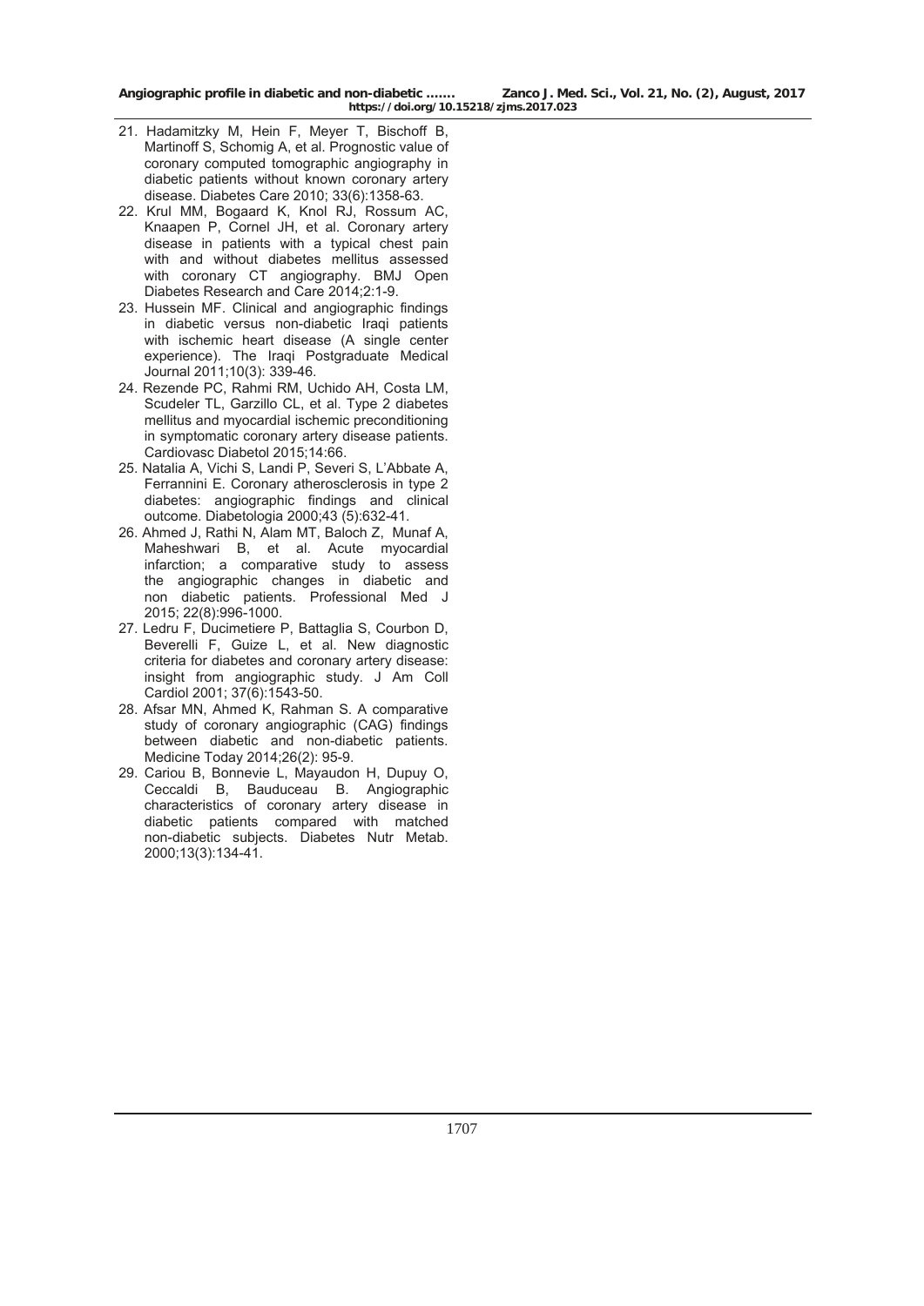21. Hadamitzky M, Hein F, Meyer T, Bischoff B, Martinoff S, Schomig A, et al. Prognostic value of coronary computed tomographic angiography in diabetic patients without known coronary artery disease. Diabetes Care 2010; 33(6):1358-63.
22. Krul MM, Bogaard K, Knol RJ, Rossum AC, Knaapen P, Cornel JH, et al. Coronary artery disease in patients with a typical chest pain with and without diabetes mellitus assessed with coronary CT angiography. BMJ Open Diabetes Research and Care 2014;2:1-9.
23. Hussein MF. Clinical and angiographic findings in diabetic versus non-diabetic Iraqi patients with ischemic heart disease (A single center experience). The Iraqi Postgraduate Medical Journal 2011;10(3): 339-46.
24. Rezende PC, Rahmi RM, Uchido AH, Costa LM, Scudeler TL, Garzillo CL, et al. Type 2 diabetes mellitus and myocardial ischemic preconditioning in symptomatic coronary artery disease patients. Cardiovasc Diabetol 2015;14:66.
25. Natalia A, Vichi S, Landi P, Severi S, L'Abbate A, Ferrannini E. Coronary atherosclerosis in type 2 diabetes: angiographic findings and clinical outcome. Diabetologia 2000;43 (5):632-41.
26. Ahmed J, Rathi N, Alam MT, Baloch Z, Munaf A, Maheshwari B, et al. Acute myocardial infarction; a comparative study to assess the angiographic changes in diabetic and non diabetic patients. Professional Med J 2015; 22(8):996-1000.
27. Ledru F, Ducimetiere P, Battaglia S, Courbon D, Beverelli F, Guize L, et al. New diagnostic criteria for diabetes and coronary artery disease: insight from angiographic study. J Am Coll Cardiol 2001; 37(6):1543-50.
28. Afsar MN, Ahmed K, Rahman S. A comparative study of coronary angiographic (CAG) findings between diabetic and non-diabetic patients. Medicine Today 2014;26(2): 95-9.
29. Cariou B, Bonnevie L, Mayaudon H, Dupuy O, Ceccaldi B, Bauduceau B. Angiographic characteristics of coronary artery disease in diabetic patients compared with matched non-diabetic subjects. Diabetes Nutr Metab. 2000;13(3):134-41.